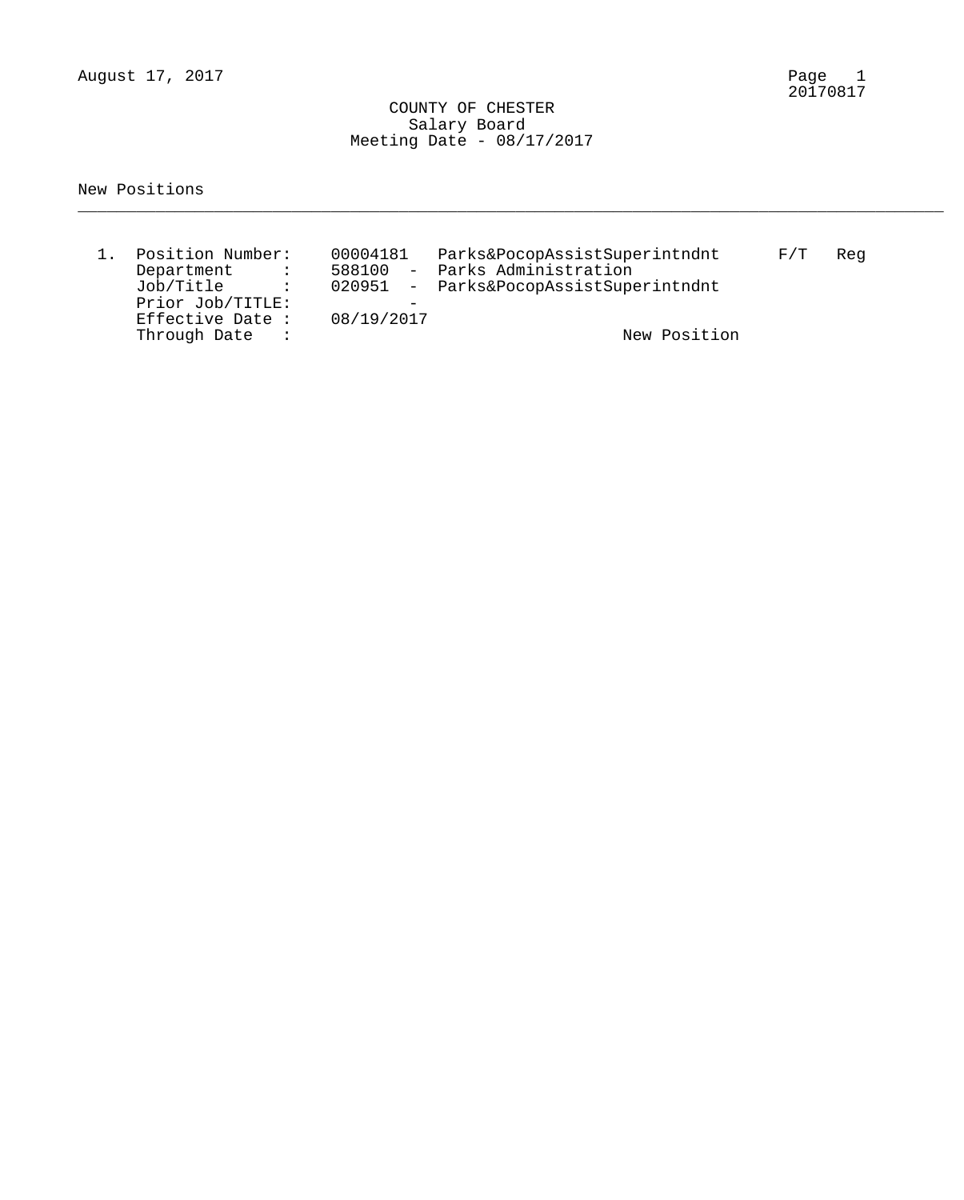August 17, 2017

# COUNTY OF CHESTER
## Salary Board
### Meeting Date - 08/17/2017

New Positions

---

1. Position Number: 00004181 Parks&PocopAssistSuperintndnt F/T Reg
   Department : 588100 - Parks Administration
   Job/Title : 020951 - Parks&PocopAssistSuperintndnt
   Prior Job/TITLE: -
   Effective Date : 08/19/2017
   Through Date : New Position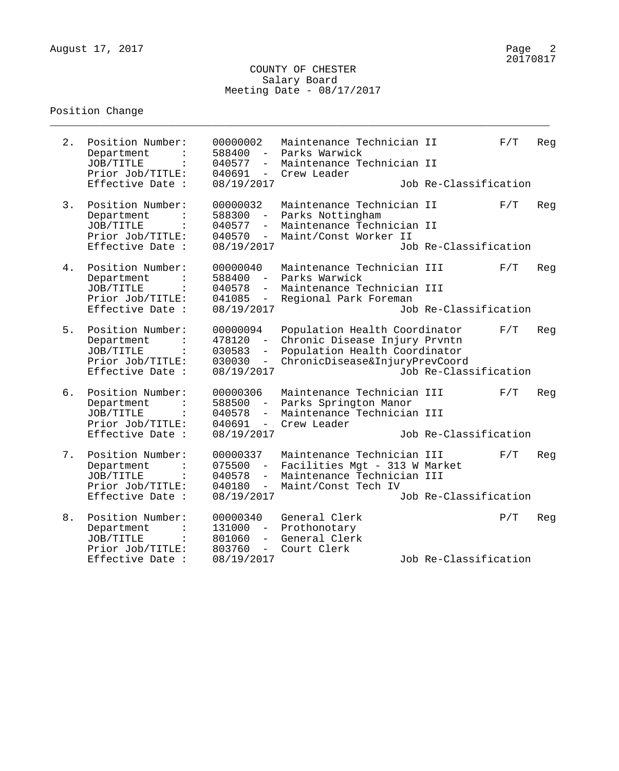COUNTY OF CHESTER
Salary Board
Meeting Date - 08/17/2017

Position Change

---

2. Position Number: 00000002 Maintenance Technician II F/T Reg
   Department : 588400 - Parks Warwick
   JOB/TITLE : 040577 - Maintenance Technician II
   Prior Job/TITLE: 040691 - Crew Leader
   Effective Date : 08/19/2017 Job Re-Classification

3. Position Number: 00000032 Maintenance Technician II F/T Reg
   Department : 588300 - Parks Nottingham
   JOB/TITLE : 040577 - Maintenance Technician II
   Prior Job/TITLE: 040570 - Maint/Const Worker II
   Effective Date : 08/19/2017 Job Re-Classification

4. Position Number: 00000040 Maintenance Technician III F/T Reg
   Department : 588400 - Parks Warwick
   JOB/TITLE : 040578 - Maintenance Technician III
   Prior Job/TITLE: 041085 - Regional Park Foreman
   Effective Date : 08/19/2017 Job Re-Classification

5. Position Number: 00000094 Population Health Coordinator F/T Reg
   Department : 478120 - Chronic Disease Injury Prvntn
   JOB/TITLE : 030583 - Population Health Coordinator
   Prior Job/TITLE: 030030 - ChronicDisease&InjuryPrevCoord
   Effective Date : 08/19/2017 Job Re-Classification

6. Position Number: 00000306 Maintenance Technician III F/T Reg
   Department : 588500 - Parks Springton Manor
   JOB/TITLE : 040578 - Maintenance Technician III
   Prior Job/TITLE: 040691 - Crew Leader
   Effective Date : 08/19/2017 Job Re-Classification

7. Position Number: 00000337 Maintenance Technician III F/T Reg
   Department : 075500 - Facilities Mgt - 313 W Market
   JOB/TITLE : 040578 - Maintenance Technician III
   Prior Job/TITLE: 040180 - Maint/Const Tech IV
   Effective Date : 08/19/2017 Job Re-Classification

8. Position Number: 00000340 General Clerk P/T Reg
   Department : 131000 - Prothonotary
   JOB/TITLE : 801060 - General Clerk
   Prior Job/TITLE: 803760 - Court Clerk
   Effective Date : 08/19/2017 Job Re-Classification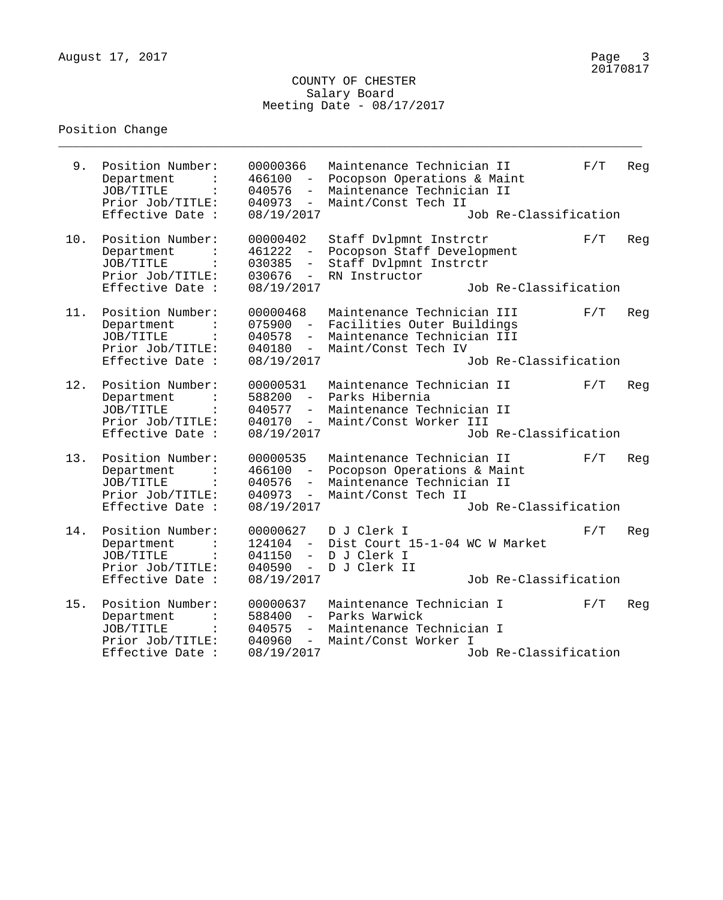COUNTY OF CHESTER
Salary Board
Meeting Date - 08/17/2017

Position Change

---

9. Position Number: 00000366 Maintenance Technician II F/T Reg
   Department : 466100 - Pocopson Operations & Maint
   JOB/TITLE : 040576 - Maintenance Technician II
   Prior Job/TITLE: 040973 - Maint/Const Tech II
   Effective Date : 08/19/2017 Job Re-Classification

10. Position Number: 00000402 Staff Dvlpmnt Instrctr F/T Reg
    Department : 461222 - Pocopson Staff Development
    JOB/TITLE : 030385 - Staff Dvlpmnt Instrctr
    Prior Job/TITLE: 030676 - RN Instructor
    Effective Date : 08/19/2017 Job Re-Classification

11. Position Number: 00000468 Maintenance Technician III F/T Reg
    Department : 075900 - Facilities Outer Buildings
    JOB/TITLE : 040578 - Maintenance Technician III
    Prior Job/TITLE: 040180 - Maint/Const Tech IV
    Effective Date : 08/19/2017 Job Re-Classification

12. Position Number: 00000531 Maintenance Technician II F/T Reg
    Department : 588200 - Parks Hibernia
    JOB/TITLE : 040577 - Maintenance Technician II
    Prior Job/TITLE: 040170 - Maint/Const Worker III
    Effective Date : 08/19/2017 Job Re-Classification

13. Position Number: 00000535 Maintenance Technician II F/T Reg
    Department : 466100 - Pocopson Operations & Maint
    JOB/TITLE : 040576 - Maintenance Technician II
    Prior Job/TITLE: 040973 - Maint/Const Tech II
    Effective Date : 08/19/2017 Job Re-Classification

14. Position Number: 00000627 D J Clerk I F/T Reg
    Department : 124104 - Dist Court 15-1-04 WC W Market
    JOB/TITLE : 041150 - D J Clerk I
    Prior Job/TITLE: 040590 - D J Clerk II
    Effective Date : 08/19/2017 Job Re-Classification

15. Position Number: 00000637 Maintenance Technician I F/T Reg
    Department : 588400 - Parks Warwick
    JOB/TITLE : 040575 - Maintenance Technician I
    Prior Job/TITLE: 040960 - Maint/Const Worker I
    Effective Date : 08/19/2017 Job Re-Classification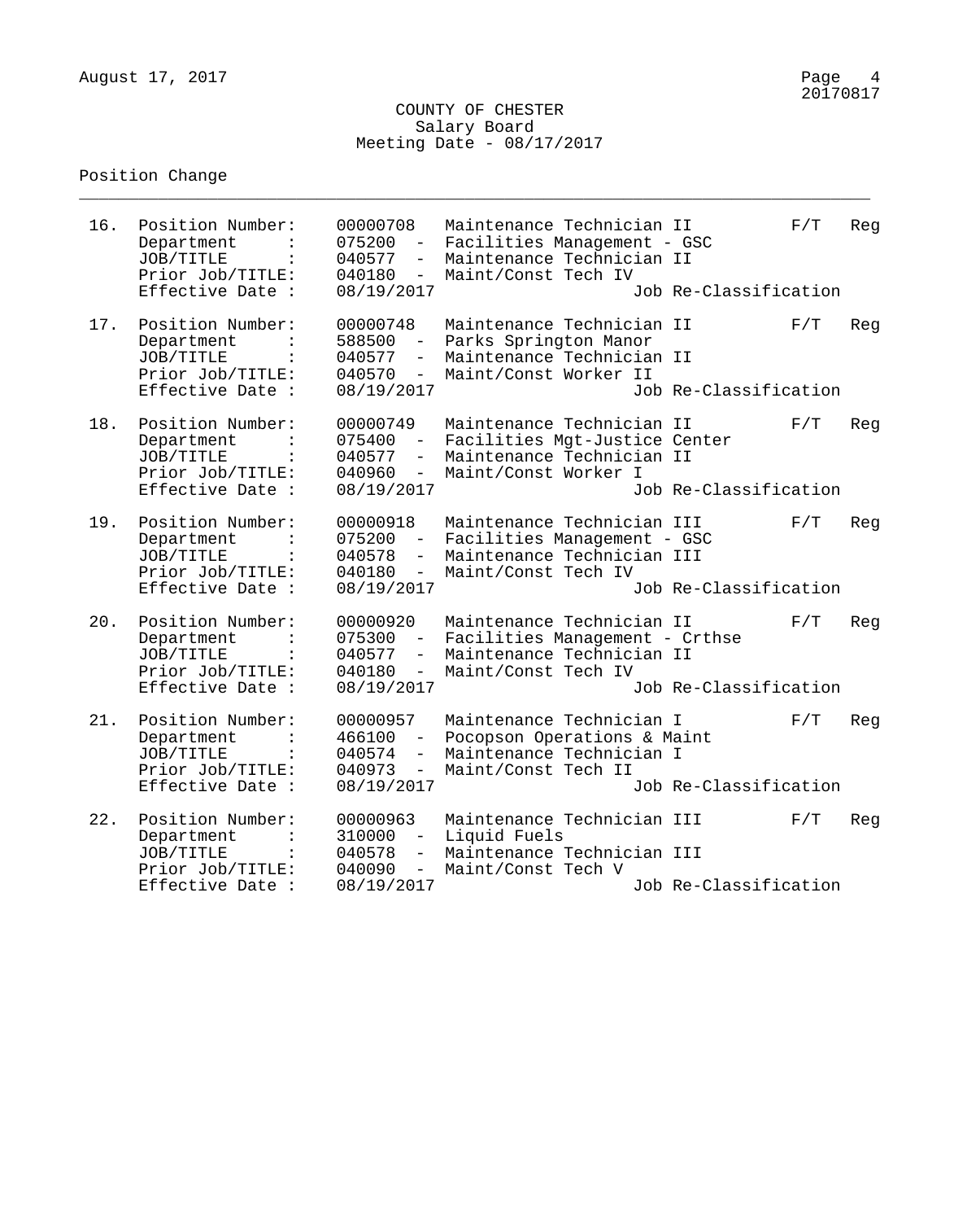COUNTY OF CHESTER
Salary Board
Meeting Date - 08/17/2017

Position Change

---

```
 16.  Position Number:    00000708   Maintenance Technician II         F/T    Reg
      Department     :    075200  -  Facilities Management - GSC
      JOB/TITLE      :    040577  -  Maintenance Technician II
      Prior Job/TITLE:    040180  -  Maint/Const Tech IV
      Effective Date :    08/19/2017                   Job Re-Classification

 17.  Position Number:    00000748   Maintenance Technician II         F/T    Reg
      Department     :    588500  -  Parks Springton Manor
      JOB/TITLE      :    040577  -  Maintenance Technician II
      Prior Job/TITLE:    040570  -  Maint/Const Worker II
      Effective Date :    08/19/2017                   Job Re-Classification

 18.  Position Number:    00000749   Maintenance Technician II         F/T    Reg
      Department     :    075400  -  Facilities Mgt-Justice Center
      JOB/TITLE      :    040577  -  Maintenance Technician II
      Prior Job/TITLE:    040960  -  Maint/Const Worker I
      Effective Date :    08/19/2017                   Job Re-Classification

 19.  Position Number:    00000918   Maintenance Technician III        F/T    Reg
      Department     :    075200  -  Facilities Management - GSC
      JOB/TITLE      :    040578  -  Maintenance Technician III
      Prior Job/TITLE:    040180  -  Maint/Const Tech IV
      Effective Date :    08/19/2017                   Job Re-Classification

 20.  Position Number:    00000920   Maintenance Technician II         F/T    Reg
      Department     :    075300  -  Facilities Management - Crthse
      JOB/TITLE      :    040577  -  Maintenance Technician II
      Prior Job/TITLE:    040180  -  Maint/Const Tech IV
      Effective Date :    08/19/2017                   Job Re-Classification

 21.  Position Number:    00000957   Maintenance Technician I          F/T    Reg
      Department     :    466100  -  Pocopson Operations & Maint
      JOB/TITLE      :    040574  -  Maintenance Technician I
      Prior Job/TITLE:    040973  -  Maint/Const Tech II
      Effective Date :    08/19/2017                   Job Re-Classification

 22.  Position Number:    00000963   Maintenance Technician III        F/T    Reg
      Department     :    310000  -  Liquid Fuels
      JOB/TITLE      :    040578  -  Maintenance Technician III
      Prior Job/TITLE:    040090  -  Maint/Const Tech V
      Effective Date :    08/19/2017                   Job Re-Classification
```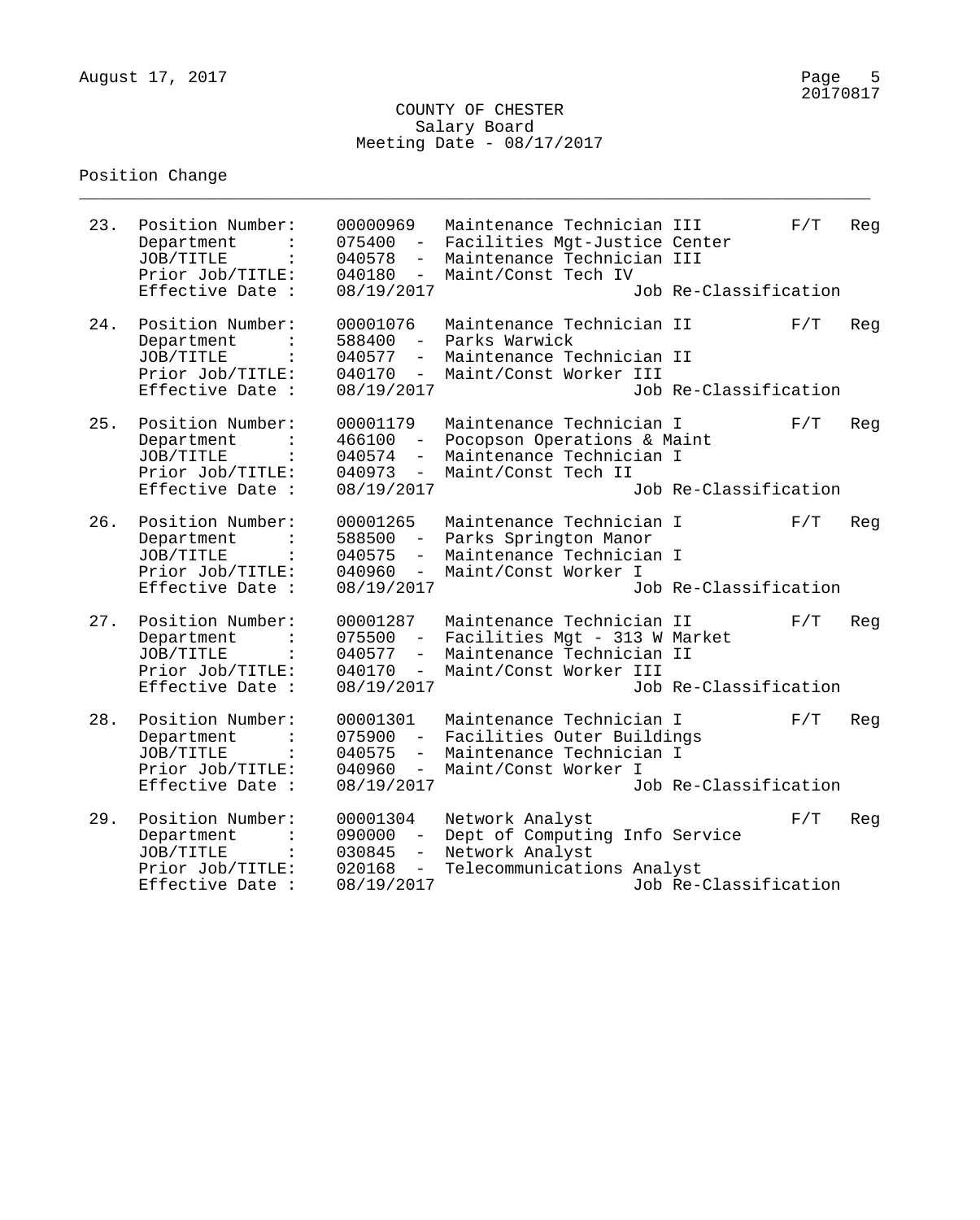COUNTY OF CHESTER
Salary Board
Meeting Date - 08/17/2017

Position Change

23. Position Number: 00000969 Maintenance Technician III F/T Reg
    Department : 075400 - Facilities Mgt-Justice Center
    JOB/TITLE : 040578 - Maintenance Technician III
    Prior Job/TITLE: 040180 - Maint/Const Tech IV
    Effective Date : 08/19/2017 Job Re-Classification

24. Position Number: 00001076 Maintenance Technician II F/T Reg
    Department : 588400 - Parks Warwick
    JOB/TITLE : 040577 - Maintenance Technician II
    Prior Job/TITLE: 040170 - Maint/Const Worker III
    Effective Date : 08/19/2017 Job Re-Classification

25. Position Number: 00001179 Maintenance Technician I F/T Reg
    Department : 466100 - Pocopson Operations & Maint
    JOB/TITLE : 040574 - Maintenance Technician I
    Prior Job/TITLE: 040973 - Maint/Const Tech II
    Effective Date : 08/19/2017 Job Re-Classification

26. Position Number: 00001265 Maintenance Technician I F/T Reg
    Department : 588500 - Parks Springton Manor
    JOB/TITLE : 040575 - Maintenance Technician I
    Prior Job/TITLE: 040960 - Maint/Const Worker I
    Effective Date : 08/19/2017 Job Re-Classification

27. Position Number: 00001287 Maintenance Technician II F/T Reg
    Department : 075500 - Facilities Mgt - 313 W Market
    JOB/TITLE : 040577 - Maintenance Technician II
    Prior Job/TITLE: 040170 - Maint/Const Worker III
    Effective Date : 08/19/2017 Job Re-Classification

28. Position Number: 00001301 Maintenance Technician I F/T Reg
    Department : 075900 - Facilities Outer Buildings
    JOB/TITLE : 040575 - Maintenance Technician I
    Prior Job/TITLE: 040960 - Maint/Const Worker I
    Effective Date : 08/19/2017 Job Re-Classification

29. Position Number: 00001304 Network Analyst F/T Reg
    Department : 090000 - Dept of Computing Info Service
    JOB/TITLE : 030845 - Network Analyst
    Prior Job/TITLE: 020168 - Telecommunications Analyst
    Effective Date : 08/19/2017 Job Re-Classification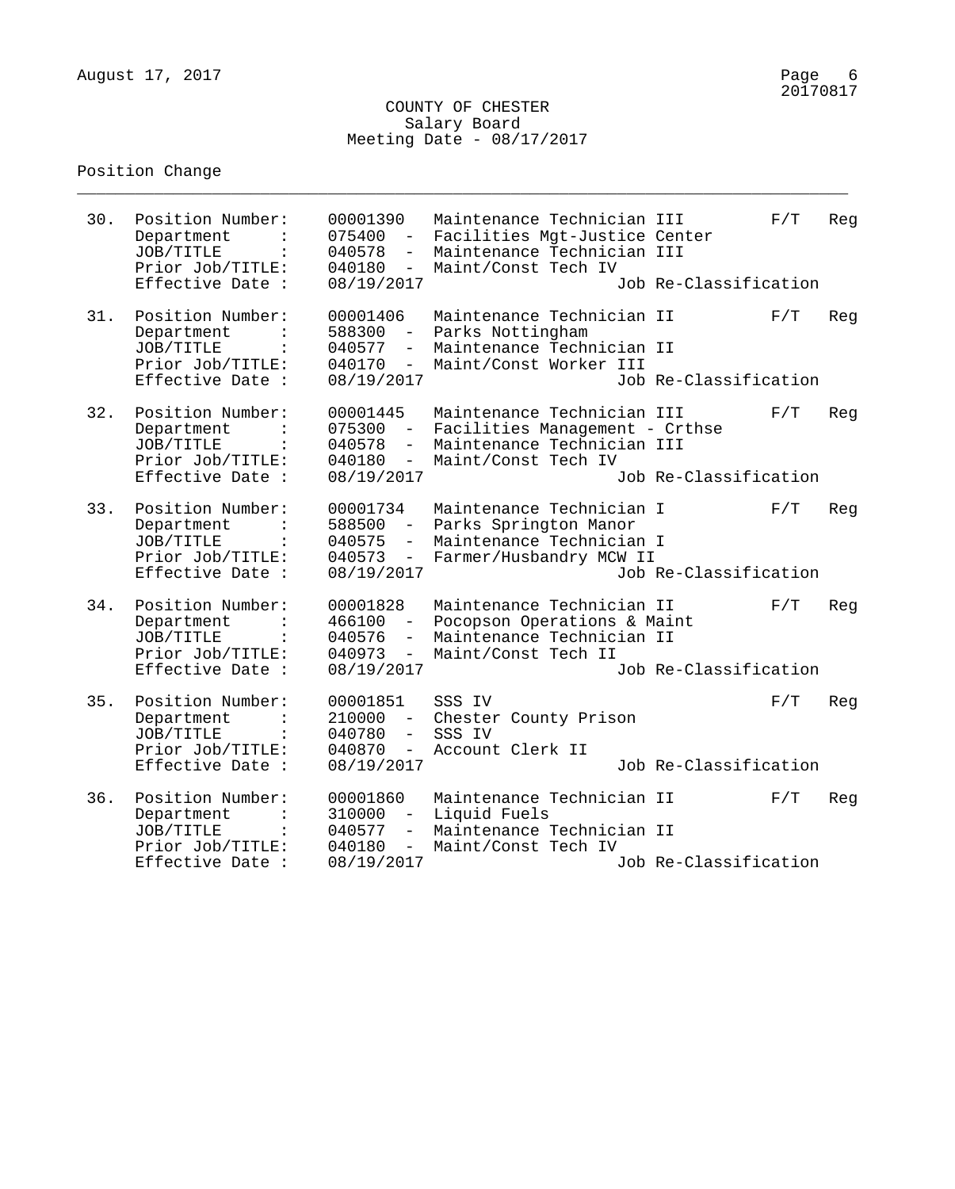COUNTY OF CHESTER
Salary Board
Meeting Date - 08/17/2017

Position Change

```
30.  Position Number:    00001390   Maintenance Technician III       F/T   Reg
     Department     :    075400  -  Facilities Mgt-Justice Center
     JOB/TITLE      :    040578  -  Maintenance Technician III
     Prior Job/TITLE:    040180  -  Maint/Const Tech IV
     Effective Date :    08/19/2017                  Job Re-Classification

31.  Position Number:    00001406   Maintenance Technician II        F/T   Reg
     Department     :    588300  -  Parks Nottingham
     JOB/TITLE      :    040577  -  Maintenance Technician II
     Prior Job/TITLE:    040170  -  Maint/Const Worker III
     Effective Date :    08/19/2017                  Job Re-Classification

32.  Position Number:    00001445   Maintenance Technician III       F/T   Reg
     Department     :    075300  -  Facilities Management - Crthse
     JOB/TITLE      :    040578  -  Maintenance Technician III
     Prior Job/TITLE:    040180  -  Maint/Const Tech IV
     Effective Date :    08/19/2017                  Job Re-Classification

33.  Position Number:    00001734   Maintenance Technician I         F/T   Reg
     Department     :    588500  -  Parks Springton Manor
     JOB/TITLE      :    040575  -  Maintenance Technician I
     Prior Job/TITLE:    040573  -  Farmer/Husbandry MCW II
     Effective Date :    08/19/2017                  Job Re-Classification

34.  Position Number:    00001828   Maintenance Technician II        F/T   Reg
     Department     :    466100  -  Pocopson Operations & Maint
     JOB/TITLE      :    040576  -  Maintenance Technician II
     Prior Job/TITLE:    040973  -  Maint/Const Tech II
     Effective Date :    08/19/2017                  Job Re-Classification

35.  Position Number:    00001851   SSS IV                           F/T   Reg
     Department     :    210000  -  Chester County Prison
     JOB/TITLE      :    040780  -  SSS IV
     Prior Job/TITLE:    040870  -  Account Clerk II
     Effective Date :    08/19/2017                  Job Re-Classification

36.  Position Number:    00001860   Maintenance Technician II        F/T   Reg
     Department     :    310000  -  Liquid Fuels
     JOB/TITLE      :    040577  -  Maintenance Technician II
     Prior Job/TITLE:    040180  -  Maint/Const Tech IV
     Effective Date :    08/19/2017                  Job Re-Classification
```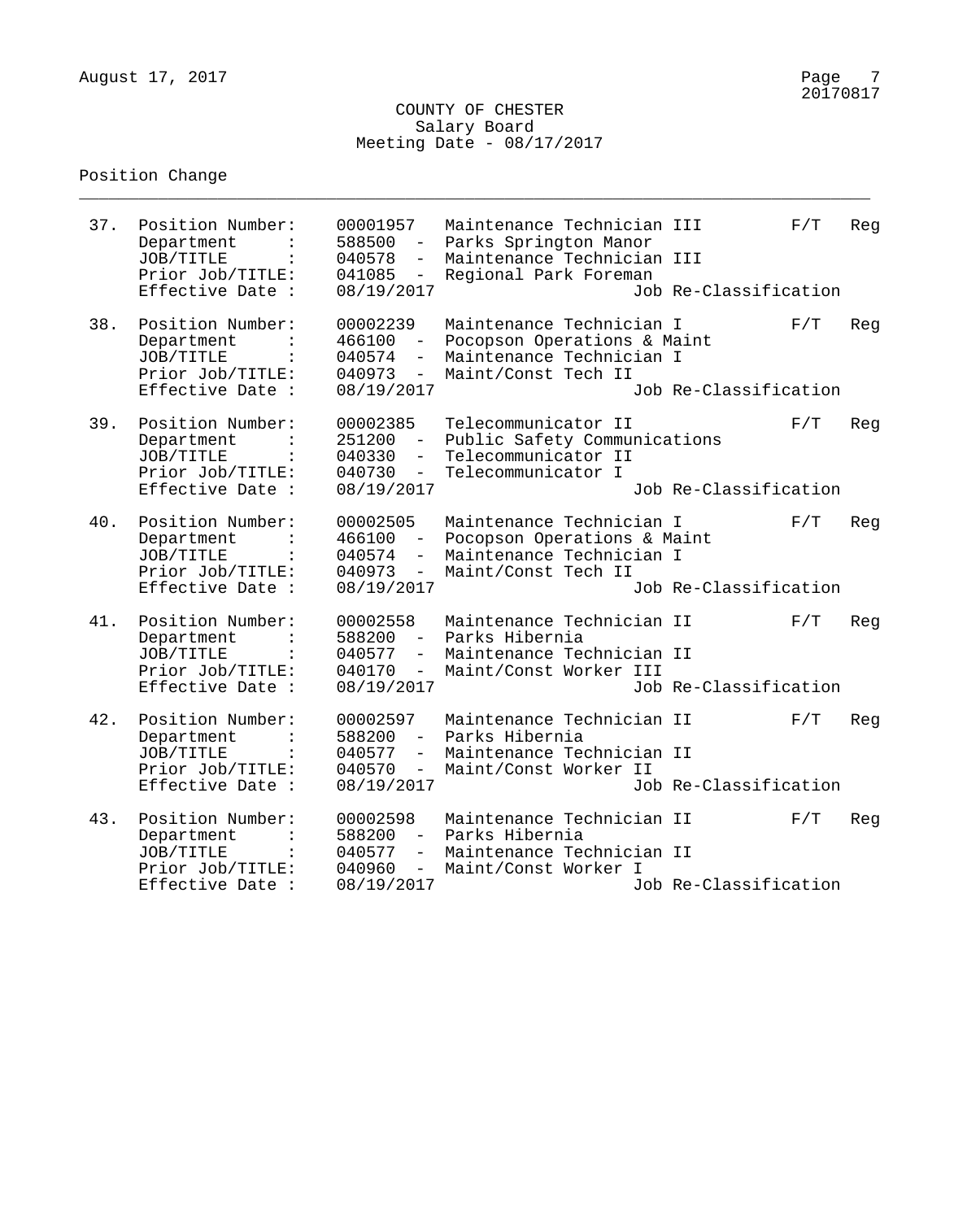COUNTY OF CHESTER
Salary Board
Meeting Date - 08/17/2017

Position Change

---

37. Position Number: 00001957 Maintenance Technician III F/T Reg
    Department : 588500 - Parks Springton Manor
    JOB/TITLE : 040578 - Maintenance Technician III
    Prior Job/TITLE: 041085 - Regional Park Foreman
    Effective Date : 08/19/2017 Job Re-Classification

38. Position Number: 00002239 Maintenance Technician I F/T Reg
    Department : 466100 - Pocopson Operations & Maint
    JOB/TITLE : 040574 - Maintenance Technician I
    Prior Job/TITLE: 040973 - Maint/Const Tech II
    Effective Date : 08/19/2017 Job Re-Classification

39. Position Number: 00002385 Telecommunicator II F/T Reg
    Department : 251200 - Public Safety Communications
    JOB/TITLE : 040330 - Telecommunicator II
    Prior Job/TITLE: 040730 - Telecommunicator I
    Effective Date : 08/19/2017 Job Re-Classification

40. Position Number: 00002505 Maintenance Technician I F/T Reg
    Department : 466100 - Pocopson Operations & Maint
    JOB/TITLE : 040574 - Maintenance Technician I
    Prior Job/TITLE: 040973 - Maint/Const Tech II
    Effective Date : 08/19/2017 Job Re-Classification

41. Position Number: 00002558 Maintenance Technician II F/T Reg
    Department : 588200 - Parks Hibernia
    JOB/TITLE : 040577 - Maintenance Technician II
    Prior Job/TITLE: 040170 - Maint/Const Worker III
    Effective Date : 08/19/2017 Job Re-Classification

42. Position Number: 00002597 Maintenance Technician II F/T Reg
    Department : 588200 - Parks Hibernia
    JOB/TITLE : 040577 - Maintenance Technician II
    Prior Job/TITLE: 040570 - Maint/Const Worker II
    Effective Date : 08/19/2017 Job Re-Classification

43. Position Number: 00002598 Maintenance Technician II F/T Reg
    Department : 588200 - Parks Hibernia
    JOB/TITLE : 040577 - Maintenance Technician II
    Prior Job/TITLE: 040960 - Maint/Const Worker I
    Effective Date : 08/19/2017 Job Re-Classification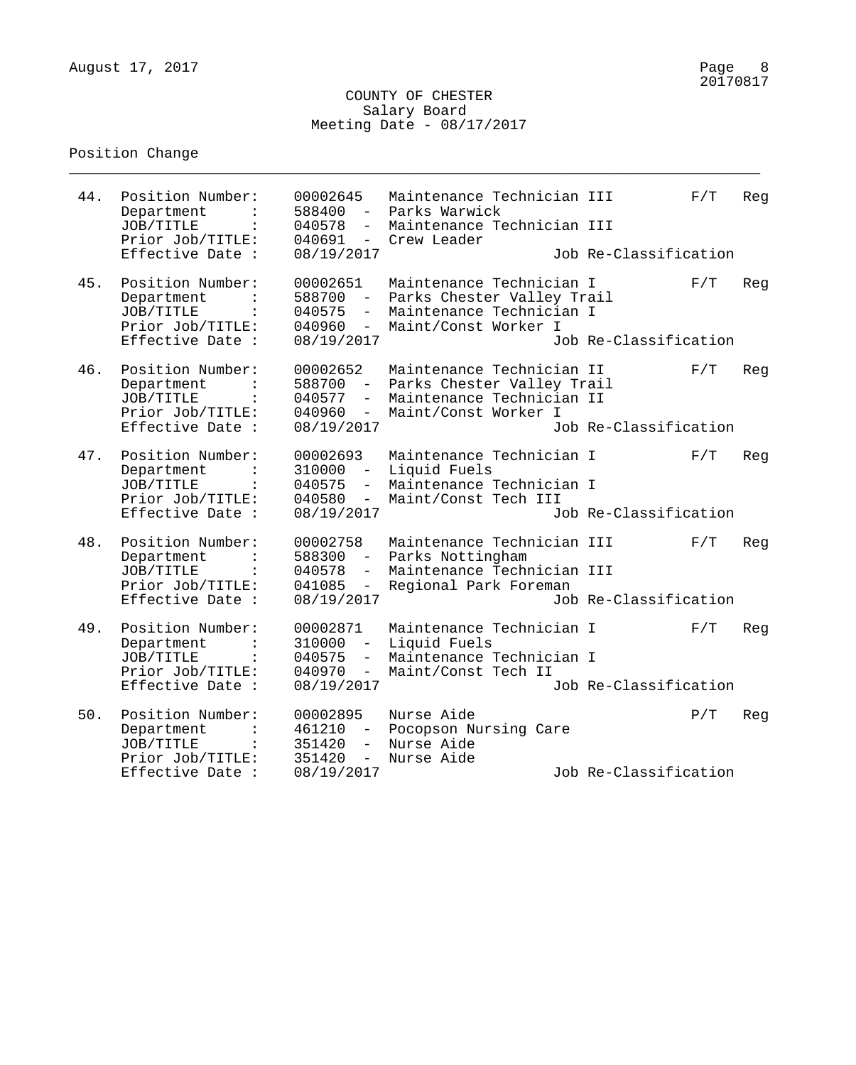COUNTY OF CHESTER
Salary Board
Meeting Date - 08/17/2017

Position Change

---

44. Position Number: 00002645 Maintenance Technician III F/T Reg
    Department : 588400 - Parks Warwick
    JOB/TITLE : 040578 - Maintenance Technician III
    Prior Job/TITLE: 040691 - Crew Leader
    Effective Date : 08/19/2017 Job Re-Classification

45. Position Number: 00002651 Maintenance Technician I F/T Reg
    Department : 588700 - Parks Chester Valley Trail
    JOB/TITLE : 040575 - Maintenance Technician I
    Prior Job/TITLE: 040960 - Maint/Const Worker I
    Effective Date : 08/19/2017 Job Re-Classification

46. Position Number: 00002652 Maintenance Technician II F/T Reg
    Department : 588700 - Parks Chester Valley Trail
    JOB/TITLE : 040577 - Maintenance Technician II
    Prior Job/TITLE: 040960 - Maint/Const Worker I
    Effective Date : 08/19/2017 Job Re-Classification

47. Position Number: 00002693 Maintenance Technician I F/T Reg
    Department : 310000 - Liquid Fuels
    JOB/TITLE : 040575 - Maintenance Technician I
    Prior Job/TITLE: 040580 - Maint/Const Tech III
    Effective Date : 08/19/2017 Job Re-Classification

48. Position Number: 00002758 Maintenance Technician III F/T Reg
    Department : 588300 - Parks Nottingham
    JOB/TITLE : 040578 - Maintenance Technician III
    Prior Job/TITLE: 041085 - Regional Park Foreman
    Effective Date : 08/19/2017 Job Re-Classification

49. Position Number: 00002871 Maintenance Technician I F/T Reg
    Department : 310000 - Liquid Fuels
    JOB/TITLE : 040575 - Maintenance Technician I
    Prior Job/TITLE: 040970 - Maint/Const Tech II
    Effective Date : 08/19/2017 Job Re-Classification

50. Position Number: 00002895 Nurse Aide P/T Reg
    Department : 461210 - Pocopson Nursing Care
    JOB/TITLE : 351420 - Nurse Aide
    Prior Job/TITLE: 351420 - Nurse Aide
    Effective Date : 08/19/2017 Job Re-Classification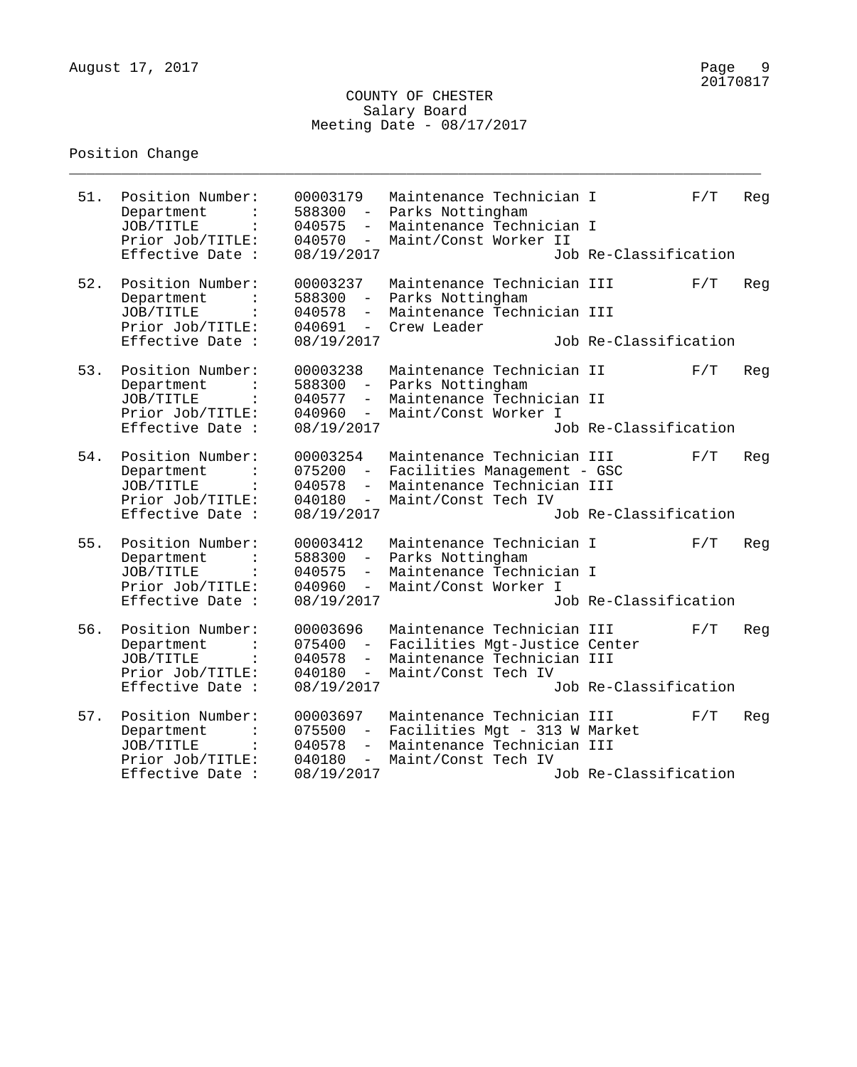August 17, 2017

20170817

COUNTY OF CHESTER
Salary Board
Meeting Date - 08/17/2017

Position Change

---

51. Position Number: 00003179 Maintenance Technician I F/T Reg
    Department : 588300 - Parks Nottingham
    JOB/TITLE : 040575 - Maintenance Technician I
    Prior Job/TITLE: 040570 - Maint/Const Worker II
    Effective Date : 08/19/2017 Job Re-Classification

52. Position Number: 00003237 Maintenance Technician III F/T Reg
    Department : 588300 - Parks Nottingham
    JOB/TITLE : 040578 - Maintenance Technician III
    Prior Job/TITLE: 040691 - Crew Leader
    Effective Date : 08/19/2017 Job Re-Classification

53. Position Number: 00003238 Maintenance Technician II F/T Reg
    Department : 588300 - Parks Nottingham
    JOB/TITLE : 040577 - Maintenance Technician II
    Prior Job/TITLE: 040960 - Maint/Const Worker I
    Effective Date : 08/19/2017 Job Re-Classification

54. Position Number: 00003254 Maintenance Technician III F/T Reg
    Department : 075200 - Facilities Management - GSC
    JOB/TITLE : 040578 - Maintenance Technician III
    Prior Job/TITLE: 040180 - Maint/Const Tech IV
    Effective Date : 08/19/2017 Job Re-Classification

55. Position Number: 00003412 Maintenance Technician I F/T Reg
    Department : 588300 - Parks Nottingham
    JOB/TITLE : 040575 - Maintenance Technician I
    Prior Job/TITLE: 040960 - Maint/Const Worker I
    Effective Date : 08/19/2017 Job Re-Classification

56. Position Number: 00003696 Maintenance Technician III F/T Reg
    Department : 075400 - Facilities Mgt-Justice Center
    JOB/TITLE : 040578 - Maintenance Technician III
    Prior Job/TITLE: 040180 - Maint/Const Tech IV
    Effective Date : 08/19/2017 Job Re-Classification

57. Position Number: 00003697 Maintenance Technician III F/T Reg
    Department : 075500 - Facilities Mgt - 313 W Market
    JOB/TITLE : 040578 - Maintenance Technician III
    Prior Job/TITLE: 040180 - Maint/Const Tech IV
    Effective Date : 08/19/2017 Job Re-Classification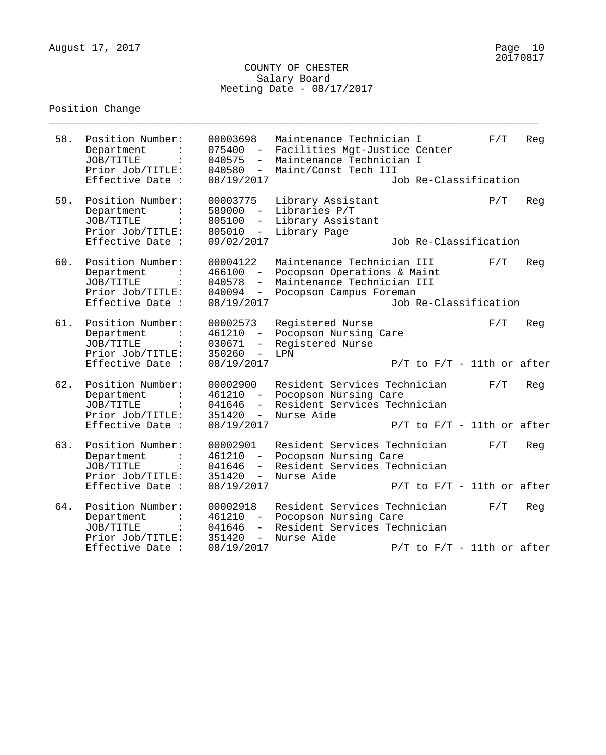COUNTY OF CHESTER
Salary Board
Meeting Date - 08/17/2017

Position Change

---

58. Position Number: 00003698 Maintenance Technician I — F/T Reg
    - Department : 075400 - Facilities Mgt-Justice Center
    - JOB/TITLE : 040575 - Maintenance Technician I
    - Prior Job/TITLE: 040580 - Maint/Const Tech III
    - Effective Date : 08/19/2017 — Job Re-Classification

59. Position Number: 00003775 Library Assistant — P/T Reg
    - Department : 589000 - Libraries P/T
    - JOB/TITLE : 805100 - Library Assistant
    - Prior Job/TITLE: 805010 - Library Page
    - Effective Date : 09/02/2017 — Job Re-Classification

60. Position Number: 00004122 Maintenance Technician III — F/T Reg
    - Department : 466100 - Pocopson Operations & Maint
    - JOB/TITLE : 040578 - Maintenance Technician III
    - Prior Job/TITLE: 040094 - Pocopson Campus Foreman
    - Effective Date : 08/19/2017 — Job Re-Classification

61. Position Number: 00002573 Registered Nurse — F/T Reg
    - Department : 461210 - Pocopson Nursing Care
    - JOB/TITLE : 030671 - Registered Nurse
    - Prior Job/TITLE: 350260 - LPN
    - Effective Date : 08/19/2017 — P/T to F/T - 11th or after

62. Position Number: 00002900 Resident Services Technician — F/T Reg
    - Department : 461210 - Pocopson Nursing Care
    - JOB/TITLE : 041646 - Resident Services Technician
    - Prior Job/TITLE: 351420 - Nurse Aide
    - Effective Date : 08/19/2017 — P/T to F/T - 11th or after

63. Position Number: 00002901 Resident Services Technician — F/T Reg
    - Department : 461210 - Pocopson Nursing Care
    - JOB/TITLE : 041646 - Resident Services Technician
    - Prior Job/TITLE: 351420 - Nurse Aide
    - Effective Date : 08/19/2017 — P/T to F/T - 11th or after

64. Position Number: 00002918 Resident Services Technician — F/T Reg
    - Department : 461210 - Pocopson Nursing Care
    - JOB/TITLE : 041646 - Resident Services Technician
    - Prior Job/TITLE: 351420 - Nurse Aide
    - Effective Date : 08/19/2017 — P/T to F/T - 11th or after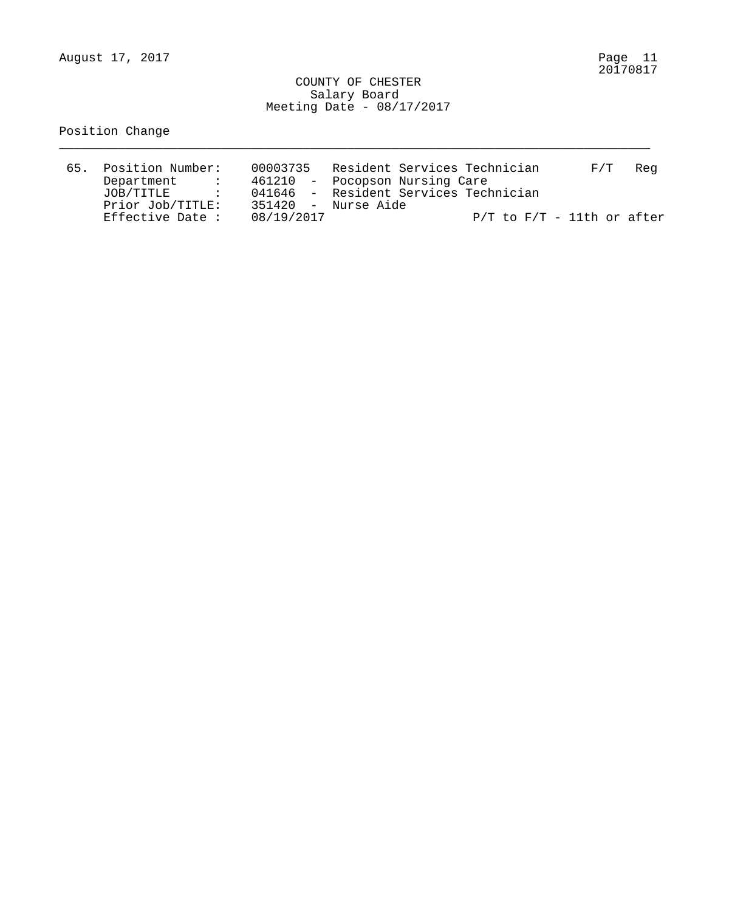COUNTY OF CHESTER
Salary Board
Meeting Date - 08/17/2017

Position Change

---

```
65.  Position Number:    00003735   Resident Services Technician       F/T   Reg
     Department     :    461210  -  Pocopson Nursing Care
     JOB/TITLE      :    041646  -  Resident Services Technician
     Prior Job/TITLE:    351420  -  Nurse Aide
     Effective Date :    08/19/2017                    P/T to F/T - 11th or after
```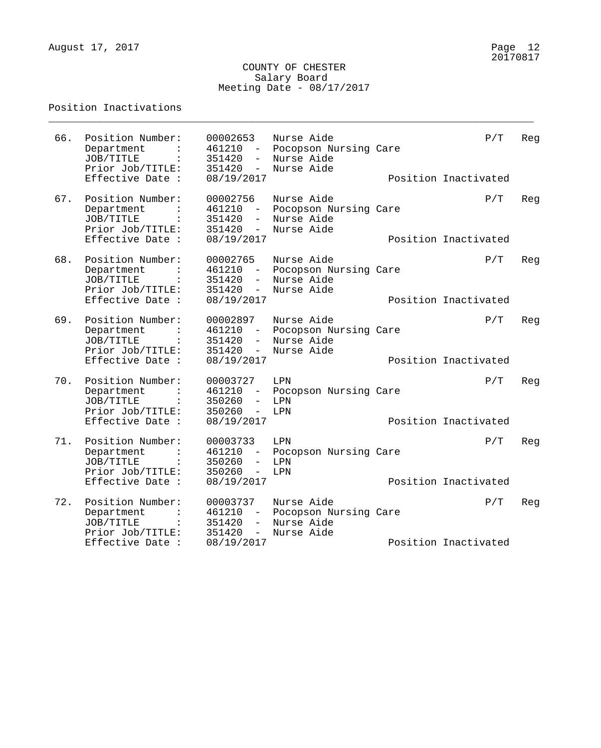COUNTY OF CHESTER
Salary Board
Meeting Date - 08/17/2017

Position Inactivations

---

66. Position Number: 00002653 Nurse Aide P/T Reg
    Department : 461210 - Pocopson Nursing Care
    JOB/TITLE : 351420 - Nurse Aide
    Prior Job/TITLE: 351420 - Nurse Aide
    Effective Date : 08/19/2017 Position Inactivated

67. Position Number: 00002756 Nurse Aide P/T Reg
    Department : 461210 - Pocopson Nursing Care
    JOB/TITLE : 351420 - Nurse Aide
    Prior Job/TITLE: 351420 - Nurse Aide
    Effective Date : 08/19/2017 Position Inactivated

68. Position Number: 00002765 Nurse Aide P/T Reg
    Department : 461210 - Pocopson Nursing Care
    JOB/TITLE : 351420 - Nurse Aide
    Prior Job/TITLE: 351420 - Nurse Aide
    Effective Date : 08/19/2017 Position Inactivated

69. Position Number: 00002897 Nurse Aide P/T Reg
    Department : 461210 - Pocopson Nursing Care
    JOB/TITLE : 351420 - Nurse Aide
    Prior Job/TITLE: 351420 - Nurse Aide
    Effective Date : 08/19/2017 Position Inactivated

70. Position Number: 00003727 LPN P/T Reg
    Department : 461210 - Pocopson Nursing Care
    JOB/TITLE : 350260 - LPN
    Prior Job/TITLE: 350260 - LPN
    Effective Date : 08/19/2017 Position Inactivated

71. Position Number: 00003733 LPN P/T Reg
    Department : 461210 - Pocopson Nursing Care
    JOB/TITLE : 350260 - LPN
    Prior Job/TITLE: 350260 - LPN
    Effective Date : 08/19/2017 Position Inactivated

72. Position Number: 00003737 Nurse Aide P/T Reg
    Department : 461210 - Pocopson Nursing Care
    JOB/TITLE : 351420 - Nurse Aide
    Prior Job/TITLE: 351420 - Nurse Aide
    Effective Date : 08/19/2017 Position Inactivated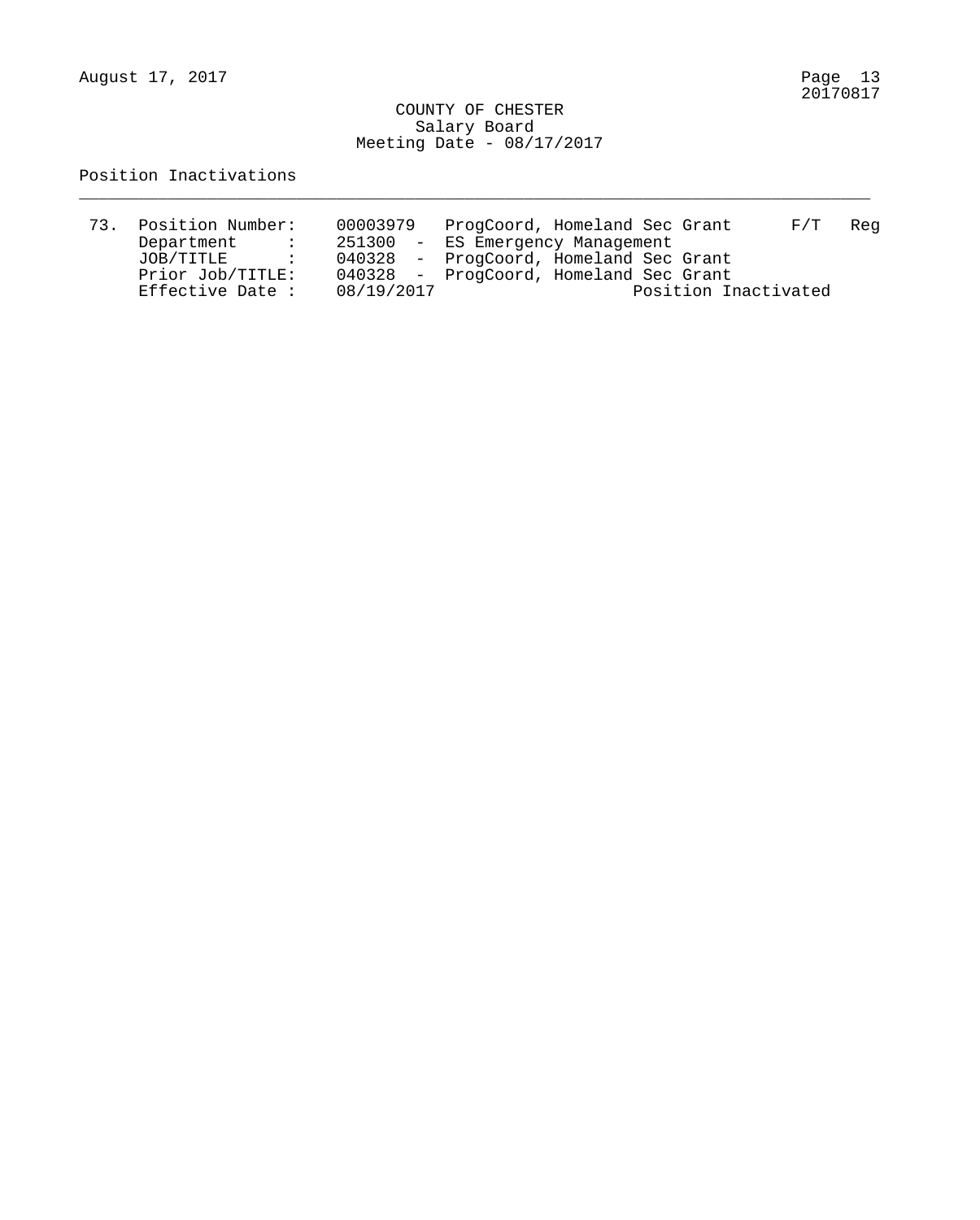COUNTY OF CHESTER
Salary Board
Meeting Date - 08/17/2017

Position Inactivations

---

```
73.  Position Number:    00003979   ProgCoord, Homeland Sec Grant      F/T   Reg
     Department      :   251300  -  ES Emergency Management
     JOB/TITLE       :   040328  -  ProgCoord, Homeland Sec Grant
     Prior Job/TITLE:    040328  -  ProgCoord, Homeland Sec Grant
     Effective Date :    08/19/2017                    Position Inactivated
```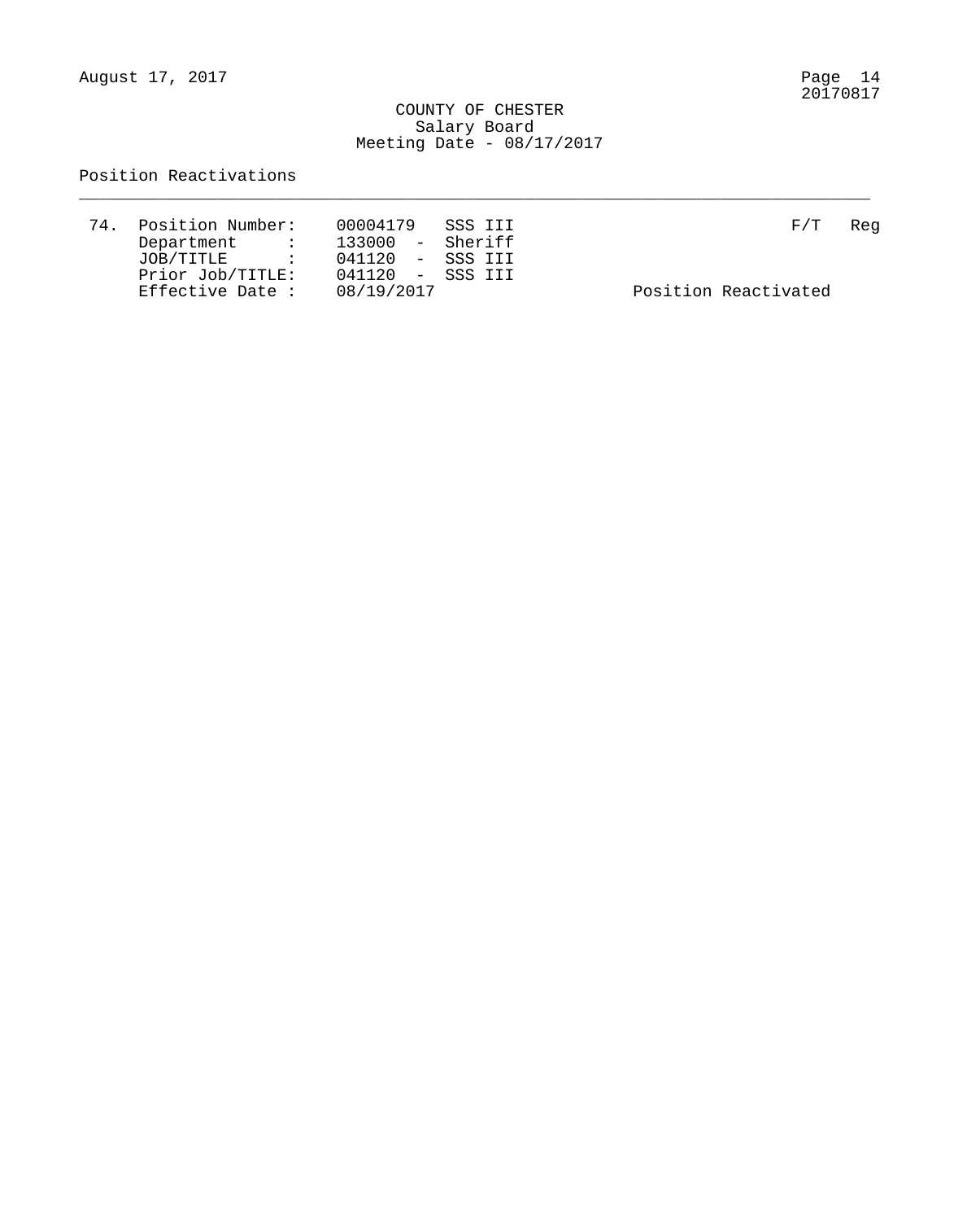COUNTY OF CHESTER
Salary Board
Meeting Date - 08/17/2017

Position Reactivations

---

74. Position Number: 00004179 SSS III — F/T Reg
    Department : 133000 - Sheriff
    JOB/TITLE : 041120 - SSS III
    Prior Job/TITLE: 041120 - SSS III
    Effective Date : 08/19/2017 — Position Reactivated